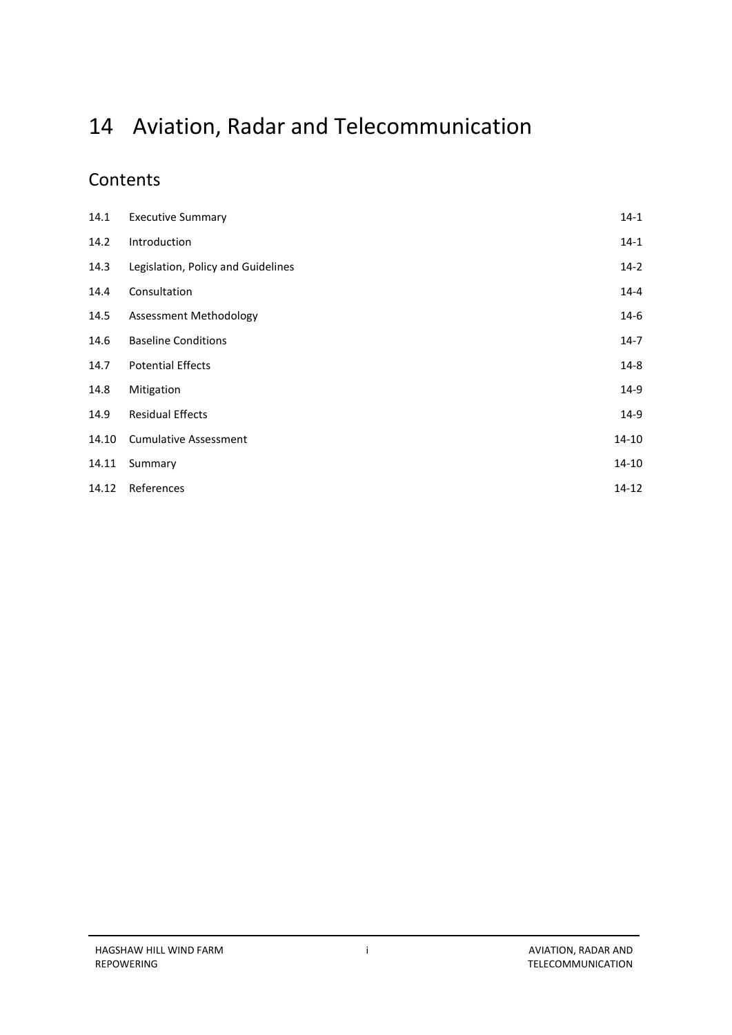# 14 Aviation, Radar and Telecommunication

## Contents

| | | |
|---|---|---|
| 14.1 | Executive Summary | 14-1 |
| 14.2 | Introduction | 14-1 |
| 14.3 | Legislation, Policy and Guidelines | 14-2 |
| 14.4 | Consultation | 14-4 |
| 14.5 | Assessment Methodology | 14-6 |
| 14.6 | Baseline Conditions | 14-7 |
| 14.7 | Potential Effects | 14-8 |
| 14.8 | Mitigation | 14-9 |
| 14.9 | Residual Effects | 14-9 |
| 14.10 | Cumulative Assessment | 14-10 |
| 14.11 | Summary | 14-10 |
| 14.12 | References | 14-12 |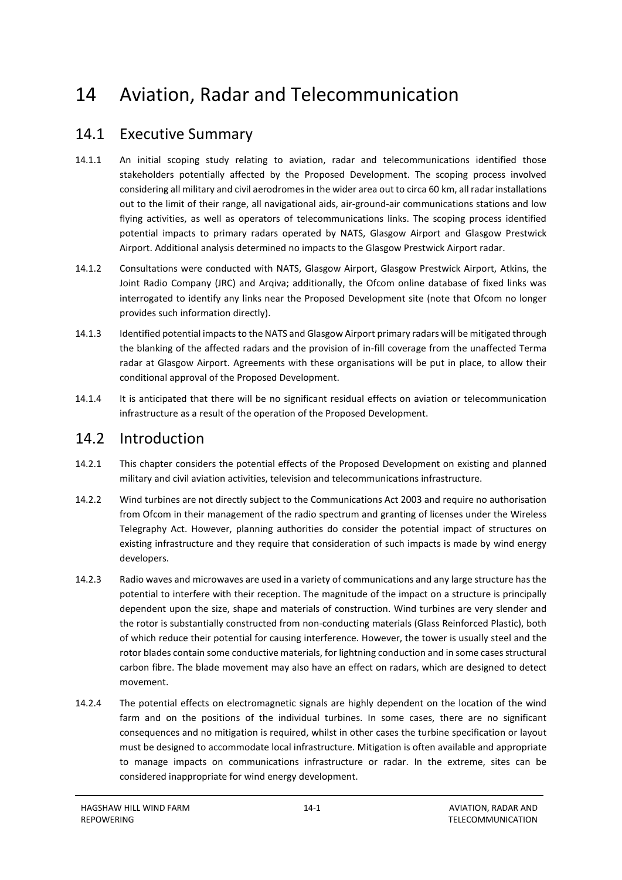# 14 Aviation, Radar and Telecommunication

## 14.1 Executive Summary

14.1.1 An initial scoping study relating to aviation, radar and telecommunications identified those stakeholders potentially affected by the Proposed Development. The scoping process involved considering all military and civil aerodromes in the wider area out to circa 60 km, all radar installations out to the limit of their range, all navigational aids, air-ground-air communications stations and low flying activities, as well as operators of telecommunications links. The scoping process identified potential impacts to primary radars operated by NATS, Glasgow Airport and Glasgow Prestwick Airport. Additional analysis determined no impacts to the Glasgow Prestwick Airport radar.

14.1.2 Consultations were conducted with NATS, Glasgow Airport, Glasgow Prestwick Airport, Atkins, the Joint Radio Company (JRC) and Arqiva; additionally, the Ofcom online database of fixed links was interrogated to identify any links near the Proposed Development site (note that Ofcom no longer provides such information directly).

14.1.3 Identified potential impacts to the NATS and Glasgow Airport primary radars will be mitigated through the blanking of the affected radars and the provision of in-fill coverage from the unaffected Terma radar at Glasgow Airport. Agreements with these organisations will be put in place, to allow their conditional approval of the Proposed Development.

14.1.4 It is anticipated that there will be no significant residual effects on aviation or telecommunication infrastructure as a result of the operation of the Proposed Development.

## 14.2 Introduction

14.2.1 This chapter considers the potential effects of the Proposed Development on existing and planned military and civil aviation activities, television and telecommunications infrastructure.

14.2.2 Wind turbines are not directly subject to the Communications Act 2003 and require no authorisation from Ofcom in their management of the radio spectrum and granting of licenses under the Wireless Telegraphy Act. However, planning authorities do consider the potential impact of structures on existing infrastructure and they require that consideration of such impacts is made by wind energy developers.

14.2.3 Radio waves and microwaves are used in a variety of communications and any large structure has the potential to interfere with their reception. The magnitude of the impact on a structure is principally dependent upon the size, shape and materials of construction. Wind turbines are very slender and the rotor is substantially constructed from non-conducting materials (Glass Reinforced Plastic), both of which reduce their potential for causing interference. However, the tower is usually steel and the rotor blades contain some conductive materials, for lightning conduction and in some cases structural carbon fibre. The blade movement may also have an effect on radars, which are designed to detect movement.

14.2.4 The potential effects on electromagnetic signals are highly dependent on the location of the wind farm and on the positions of the individual turbines. In some cases, there are no significant consequences and no mitigation is required, whilst in other cases the turbine specification or layout must be designed to accommodate local infrastructure. Mitigation is often available and appropriate to manage impacts on communications infrastructure or radar. In the extreme, sites can be considered inappropriate for wind energy development.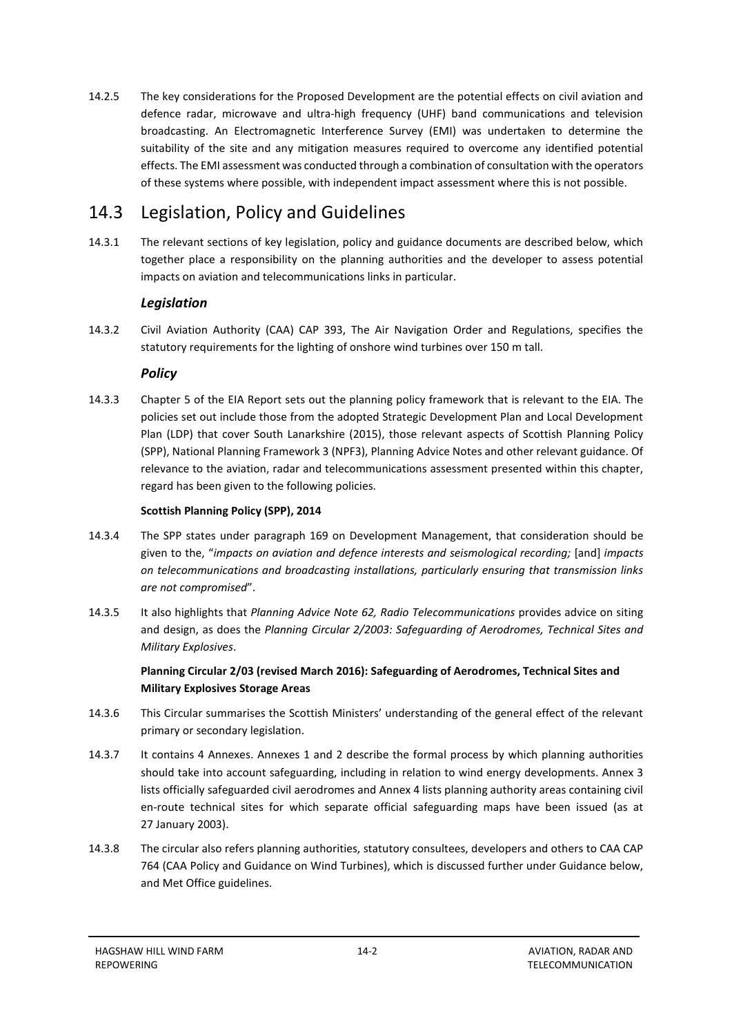14.2.5 The key considerations for the Proposed Development are the potential effects on civil aviation and defence radar, microwave and ultra-high frequency (UHF) band communications and television broadcasting. An Electromagnetic Interference Survey (EMI) was undertaken to determine the suitability of the site and any mitigation measures required to overcome any identified potential effects. The EMI assessment was conducted through a combination of consultation with the operators of these systems where possible, with independent impact assessment where this is not possible.

## 14.3 Legislation, Policy and Guidelines

14.3.1 The relevant sections of key legislation, policy and guidance documents are described below, which together place a responsibility on the planning authorities and the developer to assess potential impacts on aviation and telecommunications links in particular.

### *Legislation*

14.3.2 Civil Aviation Authority (CAA) CAP 393, The Air Navigation Order and Regulations, specifies the statutory requirements for the lighting of onshore wind turbines over 150 m tall.

### *Policy*

14.3.3 Chapter 5 of the EIA Report sets out the planning policy framework that is relevant to the EIA. The policies set out include those from the adopted Strategic Development Plan and Local Development Plan (LDP) that cover South Lanarkshire (2015), those relevant aspects of Scottish Planning Policy (SPP), National Planning Framework 3 (NPF3), Planning Advice Notes and other relevant guidance. Of relevance to the aviation, radar and telecommunications assessment presented within this chapter, regard has been given to the following policies.

**Scottish Planning Policy (SPP), 2014**

14.3.4 The SPP states under paragraph 169 on Development Management, that consideration should be given to the, "*impacts on aviation and defence interests and seismological recording;* [and] *impacts on telecommunications and broadcasting installations, particularly ensuring that transmission links are not compromised*".

14.3.5 It also highlights that *Planning Advice Note 62, Radio Telecommunications* provides advice on siting and design, as does the *Planning Circular 2/2003: Safeguarding of Aerodromes, Technical Sites and Military Explosives*.

**Planning Circular 2/03 (revised March 2016): Safeguarding of Aerodromes, Technical Sites and Military Explosives Storage Areas**

14.3.6 This Circular summarises the Scottish Ministers' understanding of the general effect of the relevant primary or secondary legislation.

14.3.7 It contains 4 Annexes. Annexes 1 and 2 describe the formal process by which planning authorities should take into account safeguarding, including in relation to wind energy developments. Annex 3 lists officially safeguarded civil aerodromes and Annex 4 lists planning authority areas containing civil en-route technical sites for which separate official safeguarding maps have been issued (as at 27 January 2003).

14.3.8 The circular also refers planning authorities, statutory consultees, developers and others to CAA CAP 764 (CAA Policy and Guidance on Wind Turbines), which is discussed further under Guidance below, and Met Office guidelines.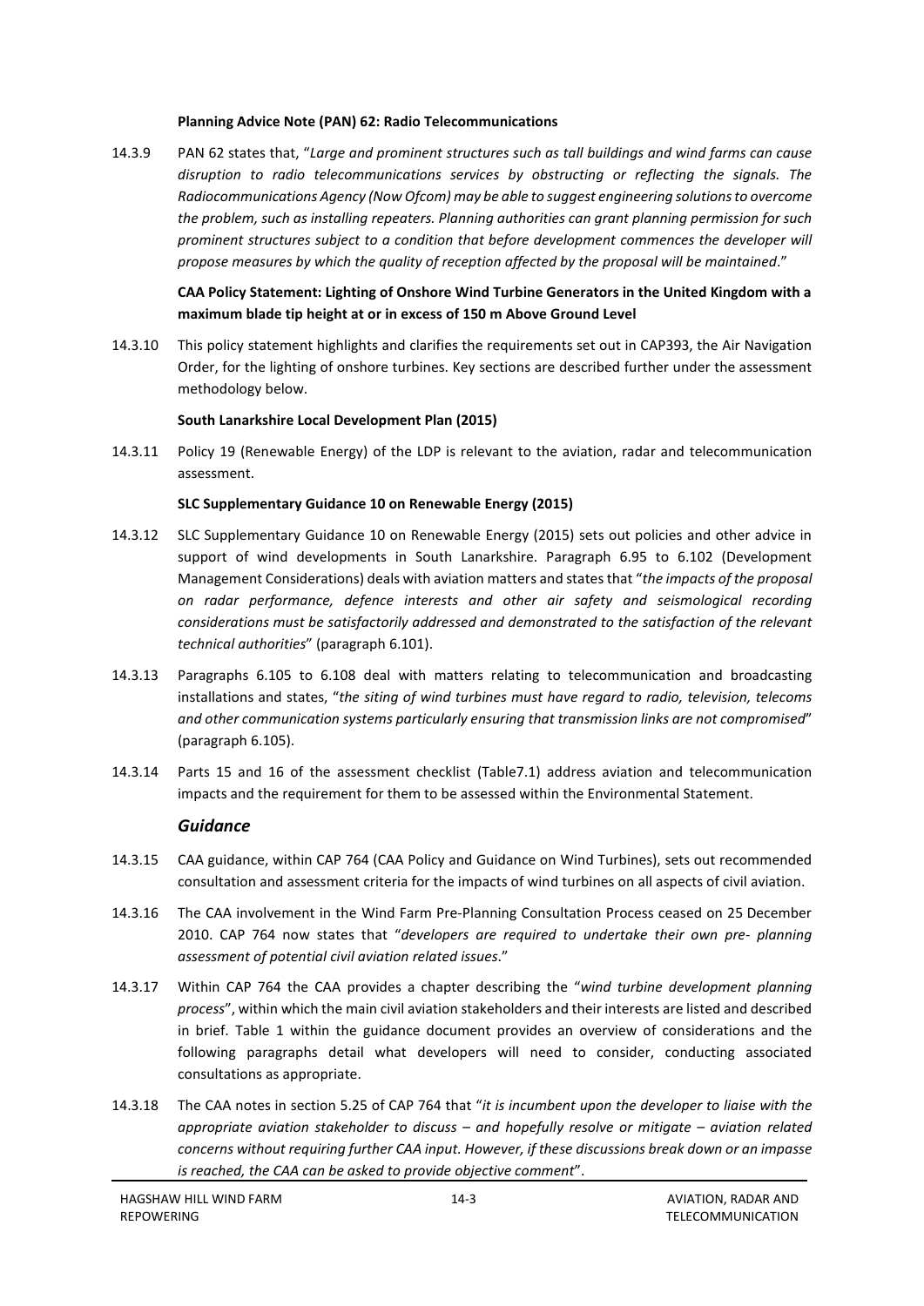**Planning Advice Note (PAN) 62: Radio Telecommunications**

14.3.9 PAN 62 states that, "*Large and prominent structures such as tall buildings and wind farms can cause disruption to radio telecommunications services by obstructing or reflecting the signals. The Radiocommunications Agency (Now Ofcom) may be able to suggest engineering solutions to overcome the problem, such as installing repeaters. Planning authorities can grant planning permission for such prominent structures subject to a condition that before development commences the developer will propose measures by which the quality of reception affected by the proposal will be maintained*."

**CAA Policy Statement: Lighting of Onshore Wind Turbine Generators in the United Kingdom with a maximum blade tip height at or in excess of 150 m Above Ground Level**

14.3.10 This policy statement highlights and clarifies the requirements set out in CAP393, the Air Navigation Order, for the lighting of onshore turbines. Key sections are described further under the assessment methodology below.

**South Lanarkshire Local Development Plan (2015)**

14.3.11 Policy 19 (Renewable Energy) of the LDP is relevant to the aviation, radar and telecommunication assessment.

**SLC Supplementary Guidance 10 on Renewable Energy (2015)**

14.3.12 SLC Supplementary Guidance 10 on Renewable Energy (2015) sets out policies and other advice in support of wind developments in South Lanarkshire. Paragraph 6.95 to 6.102 (Development Management Considerations) deals with aviation matters and states that "*the impacts of the proposal on radar performance, defence interests and other air safety and seismological recording considerations must be satisfactorily addressed and demonstrated to the satisfaction of the relevant technical authorities*" (paragraph 6.101).

14.3.13 Paragraphs 6.105 to 6.108 deal with matters relating to telecommunication and broadcasting installations and states, "*the siting of wind turbines must have regard to radio, television, telecoms and other communication systems particularly ensuring that transmission links are not compromised*" (paragraph 6.105).

14.3.14 Parts 15 and 16 of the assessment checklist (Table7.1) address aviation and telecommunication impacts and the requirement for them to be assessed within the Environmental Statement.

### *Guidance*

14.3.15 CAA guidance, within CAP 764 (CAA Policy and Guidance on Wind Turbines), sets out recommended consultation and assessment criteria for the impacts of wind turbines on all aspects of civil aviation.

14.3.16 The CAA involvement in the Wind Farm Pre-Planning Consultation Process ceased on 25 December 2010. CAP 764 now states that "*developers are required to undertake their own pre- planning assessment of potential civil aviation related issues*."

14.3.17 Within CAP 764 the CAA provides a chapter describing the "*wind turbine development planning process*", within which the main civil aviation stakeholders and their interests are listed and described in brief. Table 1 within the guidance document provides an overview of considerations and the following paragraphs detail what developers will need to consider, conducting associated consultations as appropriate.

14.3.18 The CAA notes in section 5.25 of CAP 764 that "*it is incumbent upon the developer to liaise with the appropriate aviation stakeholder to discuss – and hopefully resolve or mitigate – aviation related concerns without requiring further CAA input. However, if these discussions break down or an impasse is reached, the CAA can be asked to provide objective comment*".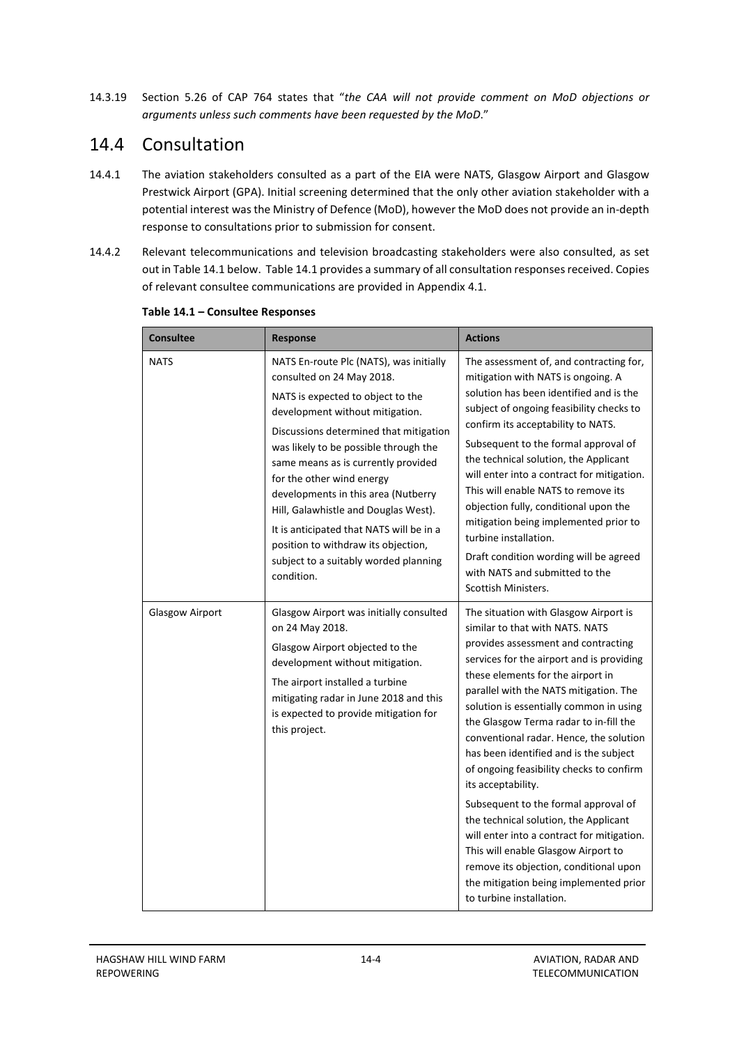14.3.19 Section 5.26 of CAP 764 states that "*the CAA will not provide comment on MoD objections or arguments unless such comments have been requested by the MoD*."

## 14.4 Consultation

14.4.1 The aviation stakeholders consulted as a part of the EIA were NATS, Glasgow Airport and Glasgow Prestwick Airport (GPA). Initial screening determined that the only other aviation stakeholder with a potential interest was the Ministry of Defence (MoD), however the MoD does not provide an in-depth response to consultations prior to submission for consent.

14.4.2 Relevant telecommunications and television broadcasting stakeholders were also consulted, as set out in Table 14.1 below. Table 14.1 provides a summary of all consultation responses received. Copies of relevant consultee communications are provided in Appendix 4.1.

**Table 14.1 – Consultee Responses**

| Consultee | Response | Actions |
|---|---|---|
| NATS | NATS En-route Plc (NATS), was initially consulted on 24 May 2018.<br><br>NATS is expected to object to the development without mitigation.<br><br>Discussions determined that mitigation was likely to be possible through the same means as is currently provided for the other wind energy developments in this area (Nutberry Hill, Galawhistle and Douglas West).<br><br>It is anticipated that NATS will be in a position to withdraw its objection, subject to a suitably worded planning condition. | The assessment of, and contracting for, mitigation with NATS is ongoing. A solution has been identified and is the subject of ongoing feasibility checks to confirm its acceptability to NATS.<br><br>Subsequent to the formal approval of the technical solution, the Applicant will enter into a contract for mitigation. This will enable NATS to remove its objection fully, conditional upon the mitigation being implemented prior to turbine installation.<br><br>Draft condition wording will be agreed with NATS and submitted to the Scottish Ministers. |
| Glasgow Airport | Glasgow Airport was initially consulted on 24 May 2018.<br><br>Glasgow Airport objected to the development without mitigation.<br><br>The airport installed a turbine mitigating radar in June 2018 and this is expected to provide mitigation for this project. | The situation with Glasgow Airport is similar to that with NATS. NATS provides assessment and contracting services for the airport and is providing these elements for the airport in parallel with the NATS mitigation. The solution is essentially common in using the Glasgow Terma radar to in-fill the conventional radar. Hence, the solution has been identified and is the subject of ongoing feasibility checks to confirm its acceptability.<br><br>Subsequent to the formal approval of the technical solution, the Applicant will enter into a contract for mitigation. This will enable Glasgow Airport to remove its objection, conditional upon the mitigation being implemented prior to turbine installation. |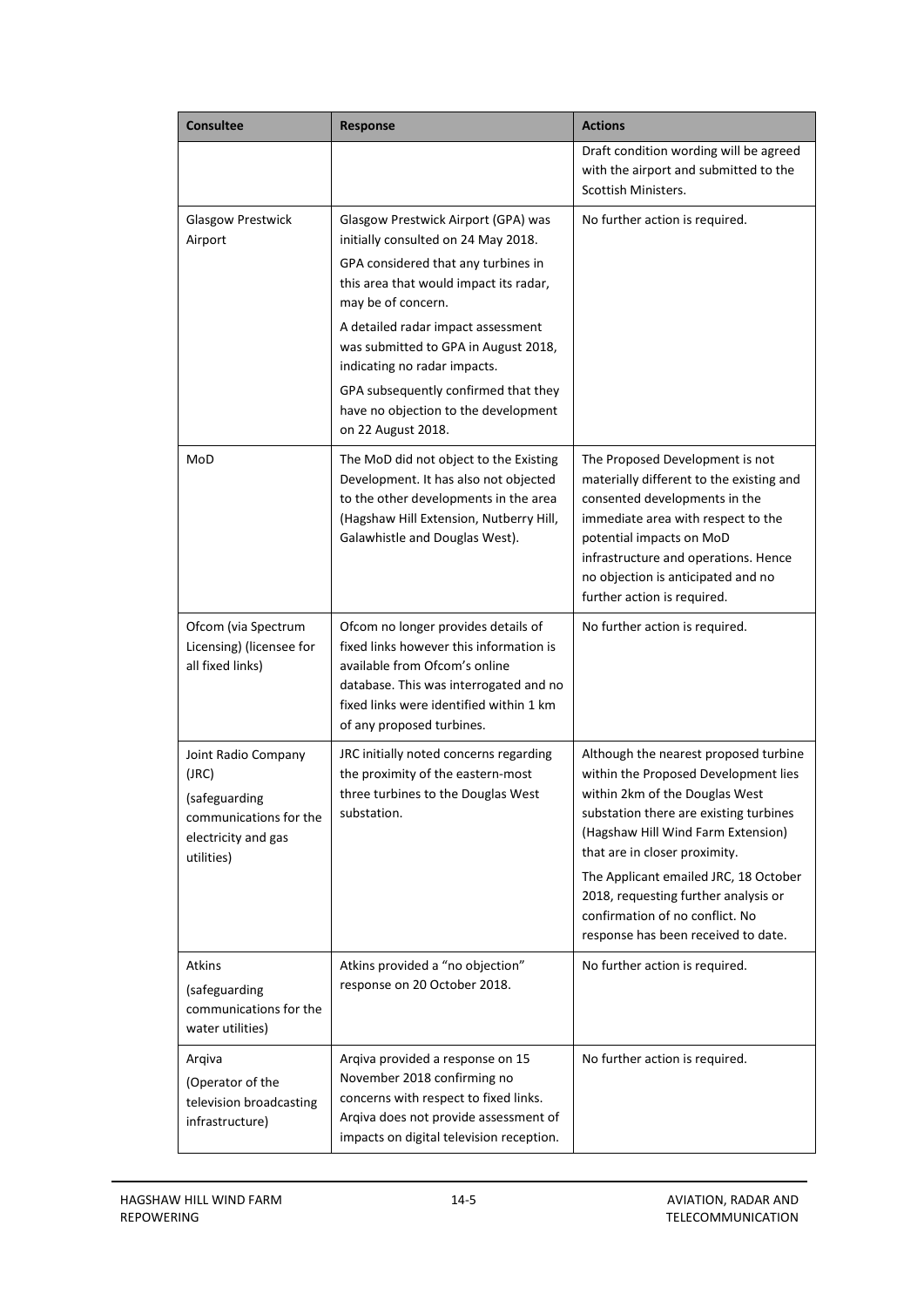| Consultee | Response | Actions |
| --- | --- | --- |
| | | Draft condition wording will be agreed with the airport and submitted to the Scottish Ministers. |
| Glasgow Prestwick Airport | Glasgow Prestwick Airport (GPA) was initially consulted on 24 May 2018. GPA considered that any turbines in this area that would impact its radar, may be of concern. A detailed radar impact assessment was submitted to GPA in August 2018, indicating no radar impacts. GPA subsequently confirmed that they have no objection to the development on 22 August 2018. | No further action is required. |
| MoD | The MoD did not object to the Existing Development. It has also not objected to the other developments in the area (Hagshaw Hill Extension, Nutberry Hill, Galawhistle and Douglas West). | The Proposed Development is not materially different to the existing and consented developments in the immediate area with respect to the potential impacts on MoD infrastructure and operations. Hence no objection is anticipated and no further action is required. |
| Ofcom (via Spectrum Licensing) (licensee for all fixed links) | Ofcom no longer provides details of fixed links however this information is available from Ofcom's online database. This was interrogated and no fixed links were identified within 1 km of any proposed turbines. | No further action is required. |
| Joint Radio Company (JRC) (safeguarding communications for the electricity and gas utilities) | JRC initially noted concerns regarding the proximity of the eastern-most three turbines to the Douglas West substation. | Although the nearest proposed turbine within the Proposed Development lies within 2km of the Douglas West substation there are existing turbines (Hagshaw Hill Wind Farm Extension) that are in closer proximity. The Applicant emailed JRC, 18 October 2018, requesting further analysis or confirmation of no conflict. No response has been received to date. |
| Atkins (safeguarding communications for the water utilities) | Atkins provided a "no objection" response on 20 October 2018. | No further action is required. |
| Arqiva (Operator of the television broadcasting infrastructure) | Arqiva provided a response on 15 November 2018 confirming no concerns with respect to fixed links. Arqiva does not provide assessment of impacts on digital television reception. | No further action is required. |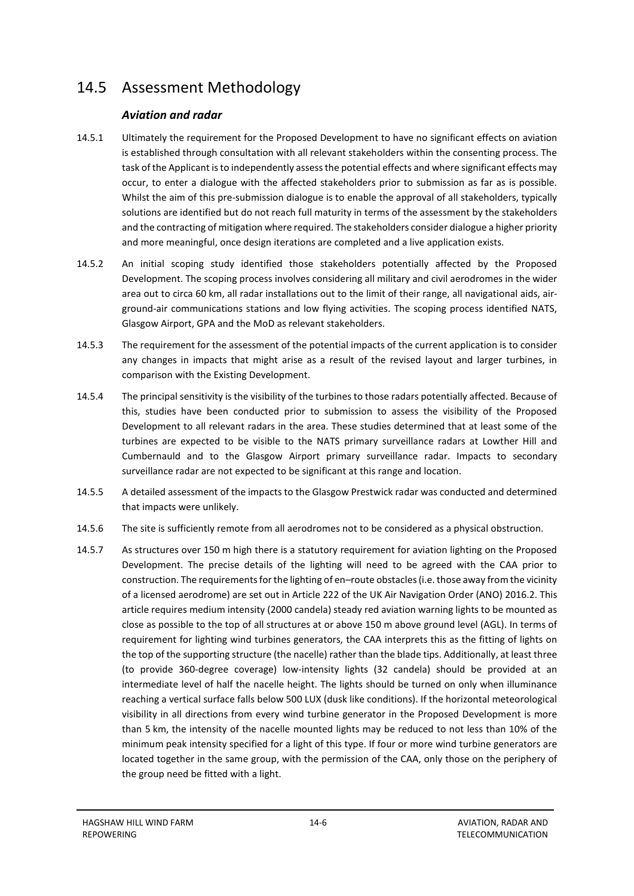## 14.5 Assessment Methodology

### *Aviation and radar*

14.5.1 Ultimately the requirement for the Proposed Development to have no significant effects on aviation is established through consultation with all relevant stakeholders within the consenting process. The task of the Applicant is to independently assess the potential effects and where significant effects may occur, to enter a dialogue with the affected stakeholders prior to submission as far as is possible. Whilst the aim of this pre-submission dialogue is to enable the approval of all stakeholders, typically solutions are identified but do not reach full maturity in terms of the assessment by the stakeholders and the contracting of mitigation where required. The stakeholders consider dialogue a higher priority and more meaningful, once design iterations are completed and a live application exists.

14.5.2 An initial scoping study identified those stakeholders potentially affected by the Proposed Development. The scoping process involves considering all military and civil aerodromes in the wider area out to circa 60 km, all radar installations out to the limit of their range, all navigational aids, air-ground-air communications stations and low flying activities. The scoping process identified NATS, Glasgow Airport, GPA and the MoD as relevant stakeholders.

14.5.3 The requirement for the assessment of the potential impacts of the current application is to consider any changes in impacts that might arise as a result of the revised layout and larger turbines, in comparison with the Existing Development.

14.5.4 The principal sensitivity is the visibility of the turbines to those radars potentially affected. Because of this, studies have been conducted prior to submission to assess the visibility of the Proposed Development to all relevant radars in the area. These studies determined that at least some of the turbines are expected to be visible to the NATS primary surveillance radars at Lowther Hill and Cumbernauld and to the Glasgow Airport primary surveillance radar. Impacts to secondary surveillance radar are not expected to be significant at this range and location.

14.5.5 A detailed assessment of the impacts to the Glasgow Prestwick radar was conducted and determined that impacts were unlikely.

14.5.6 The site is sufficiently remote from all aerodromes not to be considered as a physical obstruction.

14.5.7 As structures over 150 m high there is a statutory requirement for aviation lighting on the Proposed Development. The precise details of the lighting will need to be agreed with the CAA prior to construction. The requirements for the lighting of en–route obstacles (i.e. those away from the vicinity of a licensed aerodrome) are set out in Article 222 of the UK Air Navigation Order (ANO) 2016.2. This article requires medium intensity (2000 candela) steady red aviation warning lights to be mounted as close as possible to the top of all structures at or above 150 m above ground level (AGL). In terms of requirement for lighting wind turbines generators, the CAA interprets this as the fitting of lights on the top of the supporting structure (the nacelle) rather than the blade tips. Additionally, at least three (to provide 360-degree coverage) low-intensity lights (32 candela) should be provided at an intermediate level of half the nacelle height. The lights should be turned on only when illuminance reaching a vertical surface falls below 500 LUX (dusk like conditions). If the horizontal meteorological visibility in all directions from every wind turbine generator in the Proposed Development is more than 5 km, the intensity of the nacelle mounted lights may be reduced to not less than 10% of the minimum peak intensity specified for a light of this type. If four or more wind turbine generators are located together in the same group, with the permission of the CAA, only those on the periphery of the group need be fitted with a light.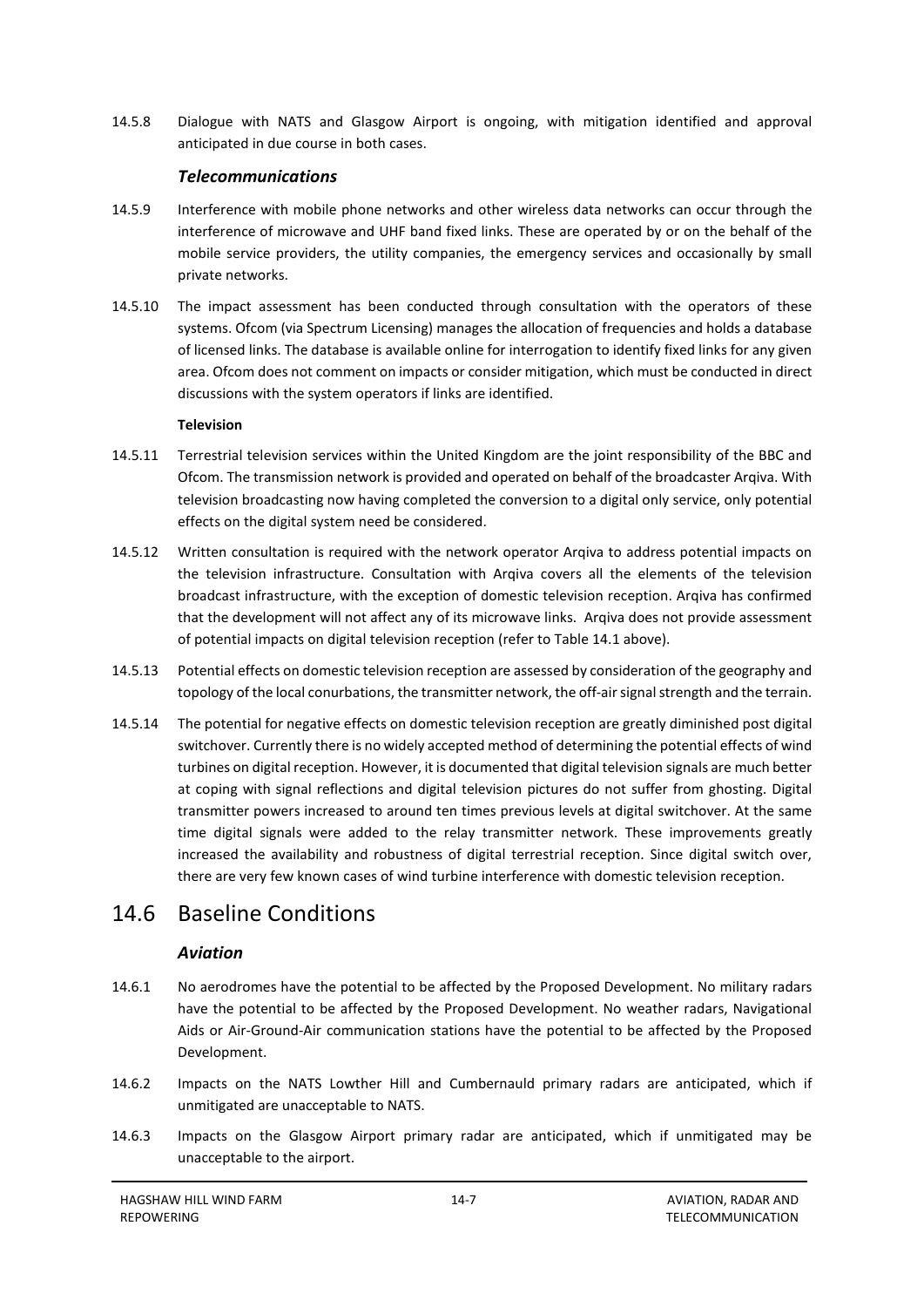14.5.8 Dialogue with NATS and Glasgow Airport is ongoing, with mitigation identified and approval anticipated in due course in both cases.

### *Telecommunications*

14.5.9 Interference with mobile phone networks and other wireless data networks can occur through the interference of microwave and UHF band fixed links. These are operated by or on the behalf of the mobile service providers, the utility companies, the emergency services and occasionally by small private networks.

14.5.10 The impact assessment has been conducted through consultation with the operators of these systems. Ofcom (via Spectrum Licensing) manages the allocation of frequencies and holds a database of licensed links. The database is available online for interrogation to identify fixed links for any given area. Ofcom does not comment on impacts or consider mitigation, which must be conducted in direct discussions with the system operators if links are identified.

**Television**

14.5.11 Terrestrial television services within the United Kingdom are the joint responsibility of the BBC and Ofcom. The transmission network is provided and operated on behalf of the broadcaster Arqiva. With television broadcasting now having completed the conversion to a digital only service, only potential effects on the digital system need be considered.

14.5.12 Written consultation is required with the network operator Arqiva to address potential impacts on the television infrastructure. Consultation with Arqiva covers all the elements of the television broadcast infrastructure, with the exception of domestic television reception. Arqiva has confirmed that the development will not affect any of its microwave links. Arqiva does not provide assessment of potential impacts on digital television reception (refer to Table 14.1 above).

14.5.13 Potential effects on domestic television reception are assessed by consideration of the geography and topology of the local conurbations, the transmitter network, the off-air signal strength and the terrain.

14.5.14 The potential for negative effects on domestic television reception are greatly diminished post digital switchover. Currently there is no widely accepted method of determining the potential effects of wind turbines on digital reception. However, it is documented that digital television signals are much better at coping with signal reflections and digital television pictures do not suffer from ghosting. Digital transmitter powers increased to around ten times previous levels at digital switchover. At the same time digital signals were added to the relay transmitter network. These improvements greatly increased the availability and robustness of digital terrestrial reception. Since digital switch over, there are very few known cases of wind turbine interference with domestic television reception.

## 14.6 Baseline Conditions

### *Aviation*

14.6.1 No aerodromes have the potential to be affected by the Proposed Development. No military radars have the potential to be affected by the Proposed Development. No weather radars, Navigational Aids or Air-Ground-Air communication stations have the potential to be affected by the Proposed Development.

14.6.2 Impacts on the NATS Lowther Hill and Cumbernauld primary radars are anticipated, which if unmitigated are unacceptable to NATS.

14.6.3 Impacts on the Glasgow Airport primary radar are anticipated, which if unmitigated may be unacceptable to the airport.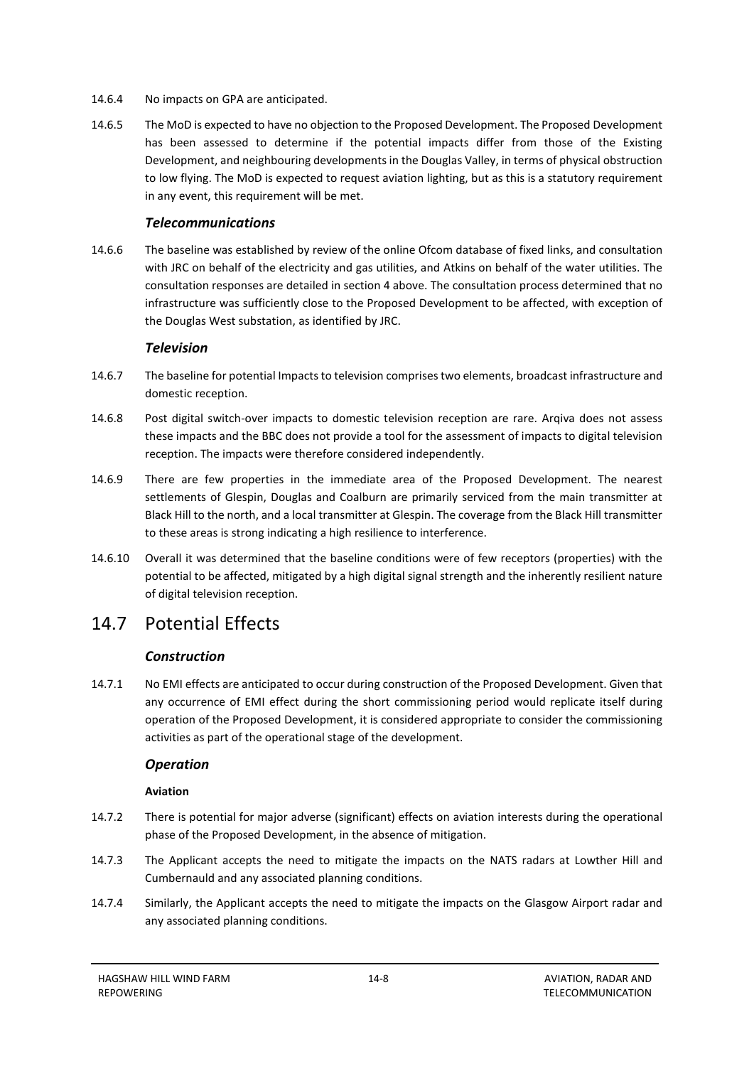14.6.4 No impacts on GPA are anticipated.

14.6.5 The MoD is expected to have no objection to the Proposed Development. The Proposed Development has been assessed to determine if the potential impacts differ from those of the Existing Development, and neighbouring developments in the Douglas Valley, in terms of physical obstruction to low flying. The MoD is expected to request aviation lighting, but as this is a statutory requirement in any event, this requirement will be met.

### *Telecommunications*

14.6.6 The baseline was established by review of the online Ofcom database of fixed links, and consultation with JRC on behalf of the electricity and gas utilities, and Atkins on behalf of the water utilities. The consultation responses are detailed in section 4 above. The consultation process determined that no infrastructure was sufficiently close to the Proposed Development to be affected, with exception of the Douglas West substation, as identified by JRC.

### *Television*

14.6.7 The baseline for potential Impacts to television comprises two elements, broadcast infrastructure and domestic reception.

14.6.8 Post digital switch-over impacts to domestic television reception are rare. Arqiva does not assess these impacts and the BBC does not provide a tool for the assessment of impacts to digital television reception. The impacts were therefore considered independently.

14.6.9 There are few properties in the immediate area of the Proposed Development. The nearest settlements of Glespin, Douglas and Coalburn are primarily serviced from the main transmitter at Black Hill to the north, and a local transmitter at Glespin. The coverage from the Black Hill transmitter to these areas is strong indicating a high resilience to interference.

14.6.10 Overall it was determined that the baseline conditions were of few receptors (properties) with the potential to be affected, mitigated by a high digital signal strength and the inherently resilient nature of digital television reception.

## 14.7 Potential Effects

### *Construction*

14.7.1 No EMI effects are anticipated to occur during construction of the Proposed Development. Given that any occurrence of EMI effect during the short commissioning period would replicate itself during operation of the Proposed Development, it is considered appropriate to consider the commissioning activities as part of the operational stage of the development.

### *Operation*

**Aviation**

14.7.2 There is potential for major adverse (significant) effects on aviation interests during the operational phase of the Proposed Development, in the absence of mitigation.

14.7.3 The Applicant accepts the need to mitigate the impacts on the NATS radars at Lowther Hill and Cumbernauld and any associated planning conditions.

14.7.4 Similarly, the Applicant accepts the need to mitigate the impacts on the Glasgow Airport radar and any associated planning conditions.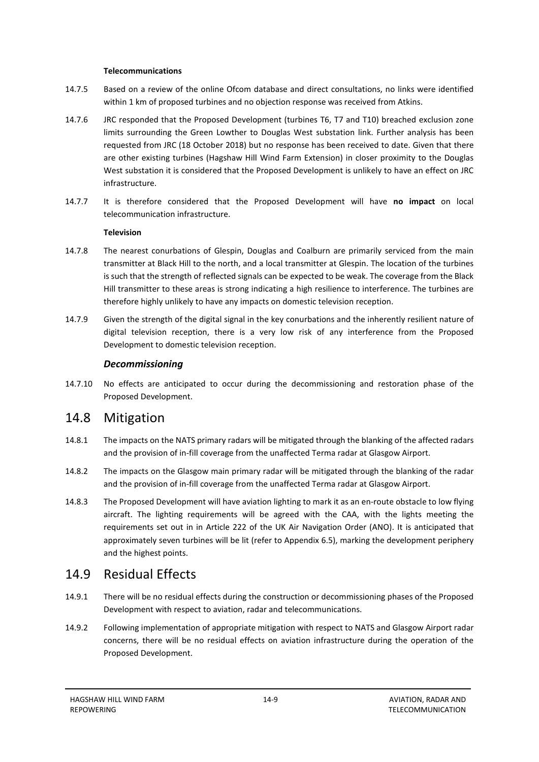#### Telecommunications

14.7.5 Based on a review of the online Ofcom database and direct consultations, no links were identified within 1 km of proposed turbines and no objection response was received from Atkins.

14.7.6 JRC responded that the Proposed Development (turbines T6, T7 and T10) breached exclusion zone limits surrounding the Green Lowther to Douglas West substation link. Further analysis has been requested from JRC (18 October 2018) but no response has been received to date. Given that there are other existing turbines (Hagshaw Hill Wind Farm Extension) in closer proximity to the Douglas West substation it is considered that the Proposed Development is unlikely to have an effect on JRC infrastructure.

14.7.7 It is therefore considered that the Proposed Development will have **no impact** on local telecommunication infrastructure.

#### Television

14.7.8 The nearest conurbations of Glespin, Douglas and Coalburn are primarily serviced from the main transmitter at Black Hill to the north, and a local transmitter at Glespin. The location of the turbines is such that the strength of reflected signals can be expected to be weak. The coverage from the Black Hill transmitter to these areas is strong indicating a high resilience to interference. The turbines are therefore highly unlikely to have any impacts on domestic television reception.

14.7.9 Given the strength of the digital signal in the key conurbations and the inherently resilient nature of digital television reception, there is a very low risk of any interference from the Proposed Development to domestic television reception.

### *Decommissioning*

14.7.10 No effects are anticipated to occur during the decommissioning and restoration phase of the Proposed Development.

## 14.8 Mitigation

14.8.1 The impacts on the NATS primary radars will be mitigated through the blanking of the affected radars and the provision of in-fill coverage from the unaffected Terma radar at Glasgow Airport.

14.8.2 The impacts on the Glasgow main primary radar will be mitigated through the blanking of the radar and the provision of in-fill coverage from the unaffected Terma radar at Glasgow Airport.

14.8.3 The Proposed Development will have aviation lighting to mark it as an en-route obstacle to low flying aircraft. The lighting requirements will be agreed with the CAA, with the lights meeting the requirements set out in in Article 222 of the UK Air Navigation Order (ANO). It is anticipated that approximately seven turbines will be lit (refer to Appendix 6.5), marking the development periphery and the highest points.

## 14.9 Residual Effects

14.9.1 There will be no residual effects during the construction or decommissioning phases of the Proposed Development with respect to aviation, radar and telecommunications.

14.9.2 Following implementation of appropriate mitigation with respect to NATS and Glasgow Airport radar concerns, there will be no residual effects on aviation infrastructure during the operation of the Proposed Development.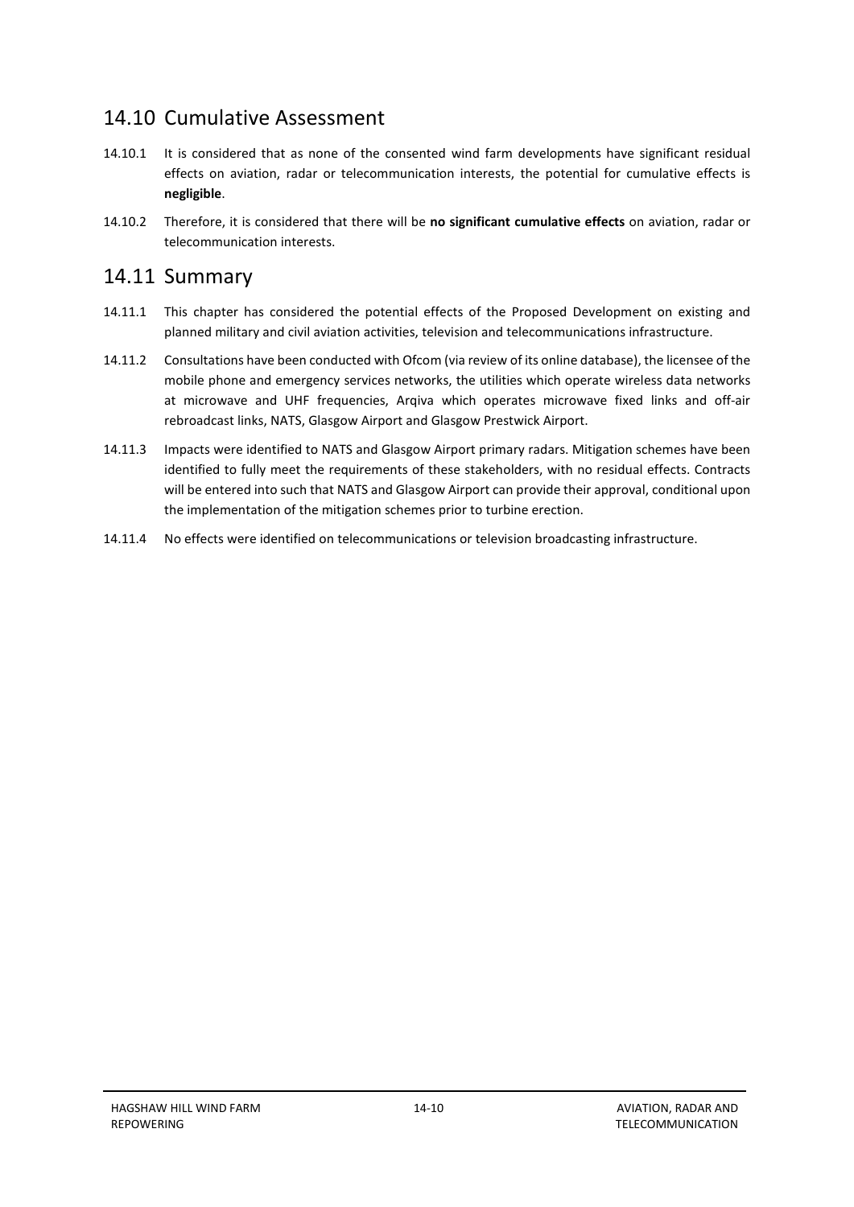## 14.10 Cumulative Assessment

14.10.1 It is considered that as none of the consented wind farm developments have significant residual effects on aviation, radar or telecommunication interests, the potential for cumulative effects is **negligible**.

14.10.2 Therefore, it is considered that there will be **no significant cumulative effects** on aviation, radar or telecommunication interests.

## 14.11 Summary

14.11.1 This chapter has considered the potential effects of the Proposed Development on existing and planned military and civil aviation activities, television and telecommunications infrastructure.

14.11.2 Consultations have been conducted with Ofcom (via review of its online database), the licensee of the mobile phone and emergency services networks, the utilities which operate wireless data networks at microwave and UHF frequencies, Arqiva which operates microwave fixed links and off-air rebroadcast links, NATS, Glasgow Airport and Glasgow Prestwick Airport.

14.11.3 Impacts were identified to NATS and Glasgow Airport primary radars. Mitigation schemes have been identified to fully meet the requirements of these stakeholders, with no residual effects. Contracts will be entered into such that NATS and Glasgow Airport can provide their approval, conditional upon the implementation of the mitigation schemes prior to turbine erection.

14.11.4 No effects were identified on telecommunications or television broadcasting infrastructure.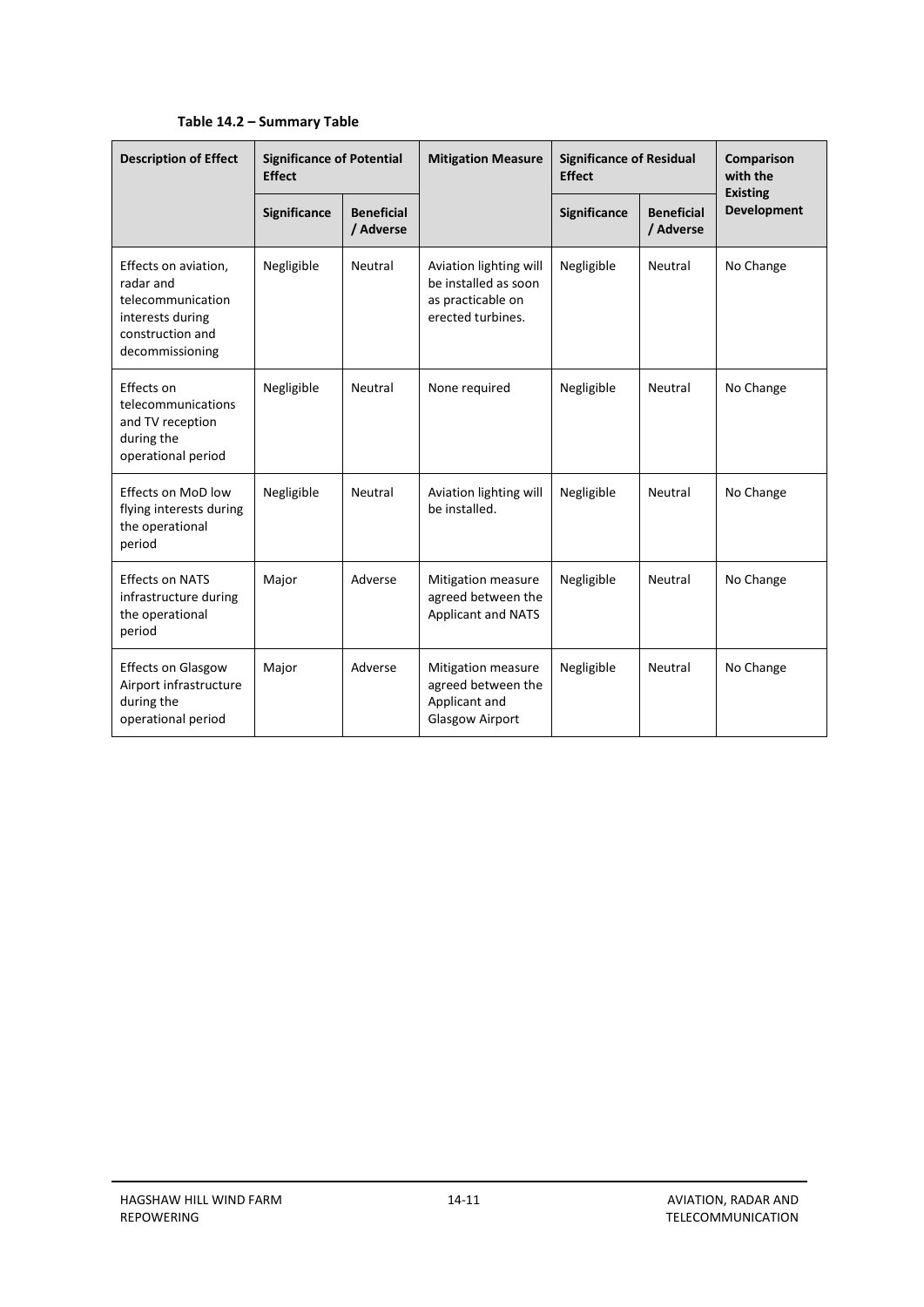**Table 14.2 – Summary Table**

| Description of Effect | Significance of Potential Effect | | Mitigation Measure | Significance of Residual Effect | | Comparison with the Existing Development |
|---|---|---|---|---|---|---|
| | Significance | Beneficial / Adverse | | Significance | Beneficial / Adverse | |
| Effects on aviation, radar and telecommunication interests during construction and decommissioning | Negligible | Neutral | Aviation lighting will be installed as soon as practicable on erected turbines. | Negligible | Neutral | No Change |
| Effects on telecommunications and TV reception during the operational period | Negligible | Neutral | None required | Negligible | Neutral | No Change |
| Effects on MoD low flying interests during the operational period | Negligible | Neutral | Aviation lighting will be installed. | Negligible | Neutral | No Change |
| Effects on NATS infrastructure during the operational period | Major | Adverse | Mitigation measure agreed between the Applicant and NATS | Negligible | Neutral | No Change |
| Effects on Glasgow Airport infrastructure during the operational period | Major | Adverse | Mitigation measure agreed between the Applicant and Glasgow Airport | Negligible | Neutral | No Change |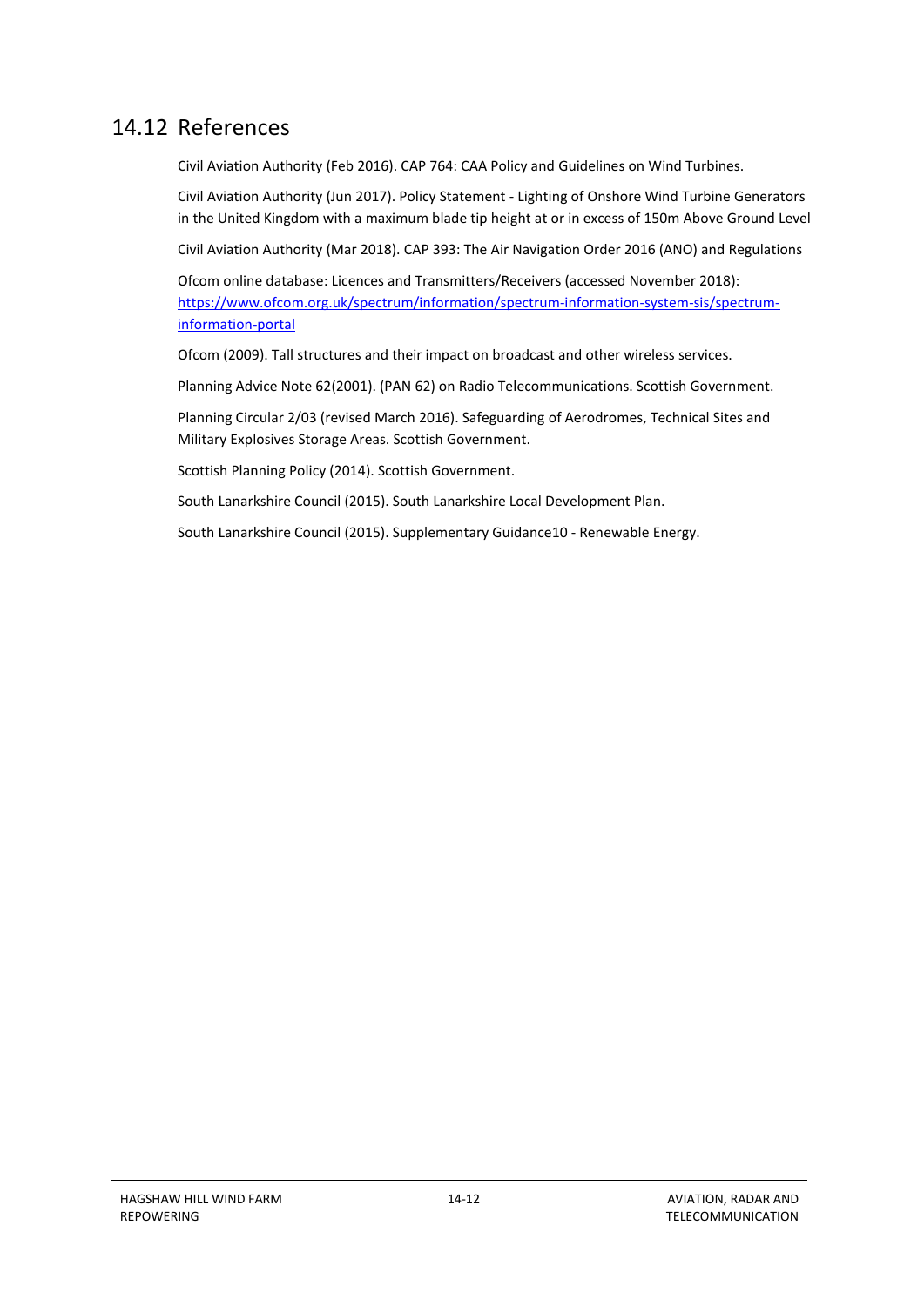## 14.12 References

Civil Aviation Authority (Feb 2016). CAP 764: CAA Policy and Guidelines on Wind Turbines.

Civil Aviation Authority (Jun 2017). Policy Statement - Lighting of Onshore Wind Turbine Generators in the United Kingdom with a maximum blade tip height at or in excess of 150m Above Ground Level

Civil Aviation Authority (Mar 2018). CAP 393: The Air Navigation Order 2016 (ANO) and Regulations

Ofcom online database: Licences and Transmitters/Receivers (accessed November 2018): https://www.ofcom.org.uk/spectrum/information/spectrum-information-system-sis/spectrum-information-portal

Ofcom (2009). Tall structures and their impact on broadcast and other wireless services.

Planning Advice Note 62(2001). (PAN 62) on Radio Telecommunications. Scottish Government.

Planning Circular 2/03 (revised March 2016). Safeguarding of Aerodromes, Technical Sites and Military Explosives Storage Areas. Scottish Government.

Scottish Planning Policy (2014). Scottish Government.

South Lanarkshire Council (2015). South Lanarkshire Local Development Plan.

South Lanarkshire Council (2015). Supplementary Guidance10 - Renewable Energy.